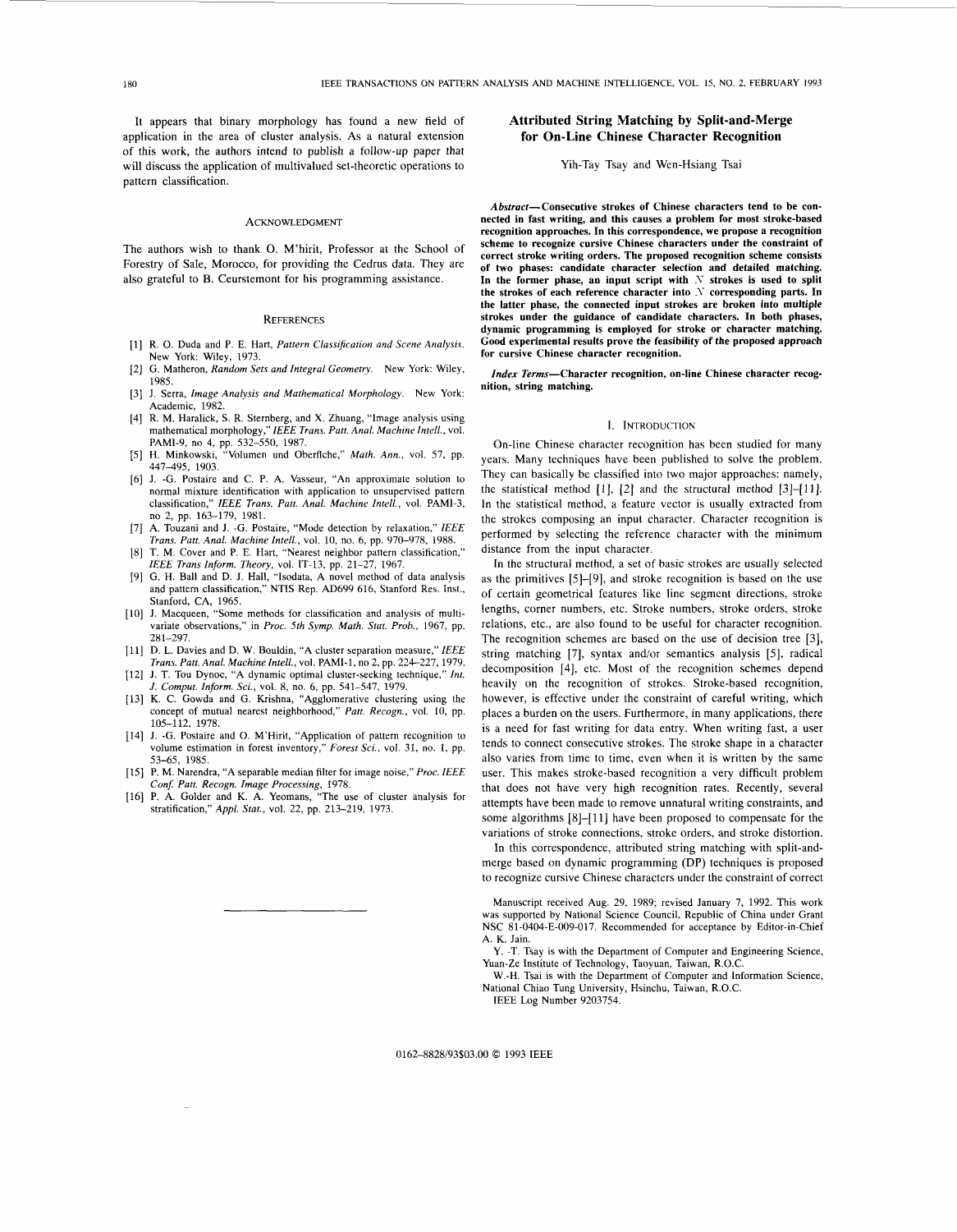It appears that binary morphology has found a new field of application in the area of cluster analysis. As a natural extension of this work, the authors intend to publish a follow-up paper that will discuss the application of multivalued set-theoretic operations to pattern classification.

## ACKNOWLEDGMENT

The authors wish to thank O. M'hirit, Professor at the School of Forestry of Sale, Morocco, for providing the Cedrus data. They are also grateful to B. Ceurstemont for his programming assistance.

## REFERENCES

[1] R. O. Duda and P. E. Hart, *Pattern Classification and Scene Analysis.* New York: Wiley, 1973.

[2] G. Matheron, *Random Sets and Integral Geometry.* New York: Wiley, 1985.

[3] J. Serra, *Image Analysis and Mathematical Morphology.* New York: Academic, 1982.

[4] R. M. Haralick, S. R. Sternberg, and X. Zhuang, "Image analysis using mathematical morphology," *IEEE Trans. Patt. Anal. Machine Intell.*, vol. PAMI-9, no 4, pp. 532–550, 1987.

[5] H. Minkowski, "Volumen und Oberfiche," *Math. Ann.*, vol. 57, pp. 447–495, 1903.

[6] J. -G. Postaire and C. P. A. Vasseur, "An approximate solution to normal mixture identification with application to unsupervised pattern classification," *IEEE Trans. Patt. Anal. Machine Intell.*, vol. PAMI-3, no 2, pp. 163–179, 1981.

[7] A. Touzani and J. -G. Postaire, "Mode detection by relaxation," *IEEE Trans. Patt. Anal. Machine Intell.*, vol. 10, no. 6, pp. 970–978, 1988.

[8] T. M. Cover and P. E. Hart, "Nearest neighbor pattern classification," *IEEE Trans Inform. Theory*, vol. IT-13, pp. 21–27, 1967.

[9] G. H. Ball and D. J. Hall, "Isodata, A novel method of data analysis and pattern classification," NTIS Rep. AD699 616, Stanford Res. Inst., Stanford, CA, 1965.

[10] J. Macqueen, "Some methods for classification and analysis of multivariate observations," in *Proc. 5th Symp. Math. Stat. Prob.*, 1967, pp. 281–297.

[11] D. L. Davies and D. W. Bouldin, "A cluster separation measure," *IEEE Trans. Patt. Anal. Machine Intell.*, vol. PAMI-1, no 2, pp. 224–227, 1979.

[12] J. T. Tou Dynoc, "A dynamic optimal cluster-seeking technique," *Int. J. Comput. Inform. Sci.*, vol. 8, no. 6, pp. 541–547, 1979.

[13] K. C. Gowda and G. Krishna, "Agglomerative clustering using the concept of mutual nearest neighborhood," *Patt. Recogn.*, vol. 10, pp. 105–112, 1978.

[14] J. -G. Postaire and O. M'Hirit, "Application of pattern recognition to volume estimation in forest inventory," *Forest Sci.*, vol. 31, no. 1, pp. 53–65, 1985.

[15] P. M. Narendra, "A separable median filter for image noise," *Proc. IEEE Conf. Patt. Recogn. Image Processing*, 1978.

[16] P. A. Golder and K. A. Yeomans, "The use of cluster analysis for stratification," *Appl. Stat.*, vol. 22, pp. 213–219, 1973.

# Attributed String Matching by Split-and-Merge for On-Line Chinese Character Recognition

Yih-Tay Tsay and Wen-Hsiang Tsai

***Abstract*—Consecutive strokes of Chinese characters tend to be connected in fast writing, and this causes a problem for most stroke-based recognition approaches. In this correspondence, we propose a recognition scheme to recognize cursive Chinese characters under the constraint of correct stroke writing orders. The proposed recognition scheme consists of two phases: candidate character selection and detailed matching. In the former phase, an input script with $N$ strokes is used to split the strokes of each reference character into $N$ corresponding parts. In the latter phase, the connected input strokes are broken into multiple strokes under the guidance of candidate characters. In both phases, dynamic programming is employed for stroke or character matching. Good experimental results prove the feasibility of the proposed approach for cursive Chinese character recognition.**

***Index Terms*—Character recognition, on-line Chinese character recognition, string matching.**

## I. INTRODUCTION

On-line Chinese character recognition has been studied for many years. Many techniques have been published to solve the problem. They can basically be classified into two major approaches: namely, the statistical method [1], [2] and the structural method [3]–[11]. In the statistical method, a feature vector is usually extracted from the strokes composing an input character. Character recognition is performed by selecting the reference character with the minimum distance from the input character.

In the structural method, a set of basic strokes are usually selected as the primitives [5]–[9], and stroke recognition is based on the use of certain geometrical features like line segment directions, stroke lengths, corner numbers, etc. Stroke numbers, stroke orders, stroke relations, etc., are also found to be useful for character recognition. The recognition schemes are based on the use of decision tree [3], string matching [7], syntax and/or semantics analysis [5], radical decomposition [4], etc. Most of the recognition schemes depend heavily on the recognition of strokes. Stroke-based recognition, however, is effective under the constraint of careful writing, which places a burden on the users. Furthermore, in many applications, there is a need for fast writing for data entry. When writing fast, a user tends to connect consecutive strokes. The stroke shape in a character also varies from time to time, even when it is written by the same user. This makes stroke-based recognition a very difficult problem that does not have very high recognition rates. Recently, several attempts have been made to remove unnatural writing constraints, and some algorithms [8]–[11] have been proposed to compensate for the variations of stroke connections, stroke orders, and stroke distortion.

In this correspondence, attributed string matching with split-and-merge based on dynamic programming (DP) techniques is proposed to recognize cursive Chinese characters under the constraint of correct

Manuscript received Aug. 29, 1989; revised January 7, 1992. This work was supported by National Science Council, Republic of China under Grant NSC 81-0404-E-009-017. Recommended for acceptance by Editor-in-Chief A. K. Jain.

Y. -T. Tsay is with the Department of Computer and Engineering Science, Yuan-Ze Institute of Technology, Taoyuan, Taiwan, R.O.C.

W.-H. Tsai is with the Department of Computer and Information Science, National Chiao Tung University, Hsinchu, Taiwan, R.O.C.

IEEE Log Number 9203754.

0162-8828/93$03.00 © 1993 IEEE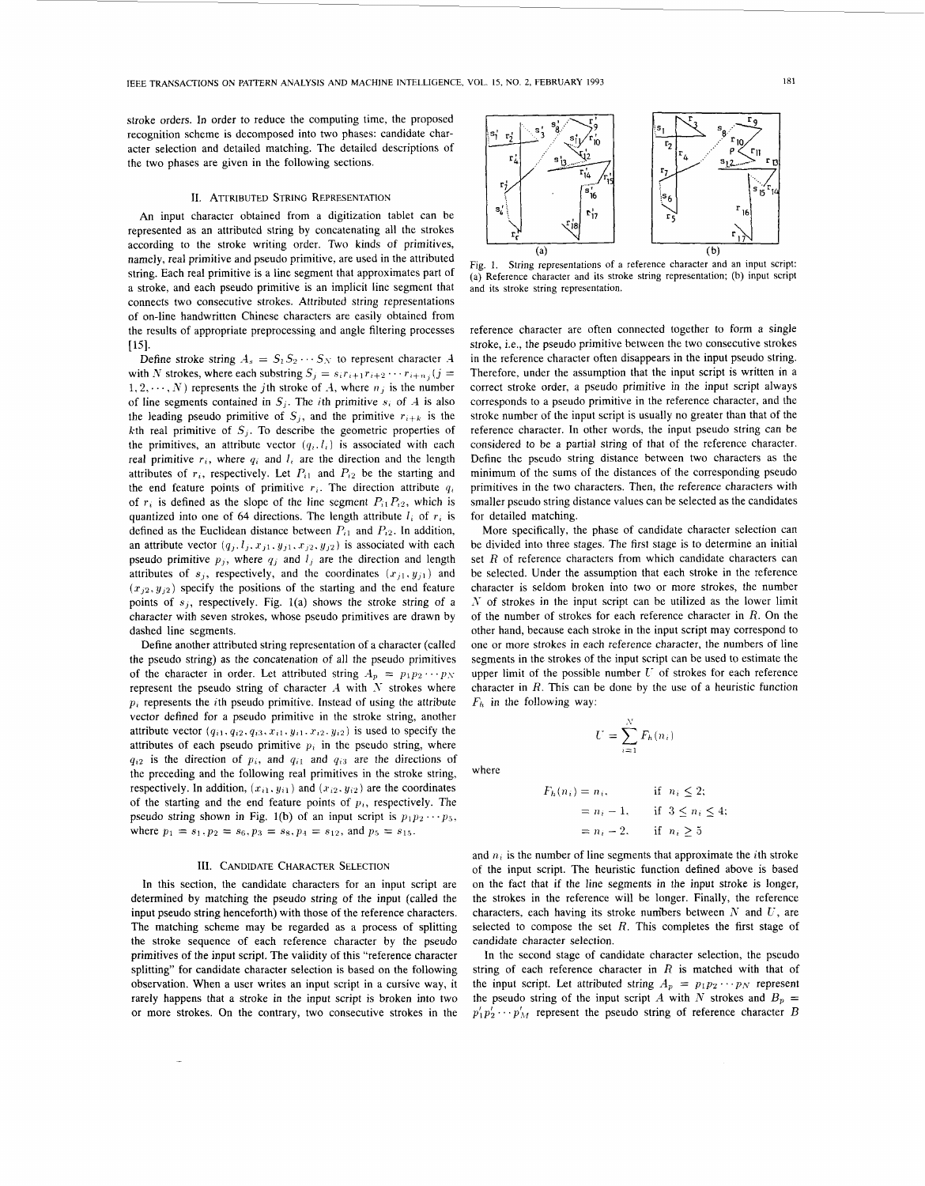stroke orders. In order to reduce the computing time, the proposed recognition scheme is decomposed into two phases: candidate character selection and detailed matching. The detailed descriptions of the two phases are given in the following sections.

## II. Attributed String Representation

An input character obtained from a digitization tablet can be represented as an attributed string by concatenating all the strokes according to the stroke writing order. Two kinds of primitives, namely, real primitive and pseudo primitive, are used in the attributed string. Each real primitive is a line segment that approximates part of a stroke, and each pseudo primitive is an implicit line segment that connects two consecutive strokes. Attributed string representations of on-line handwritten Chinese characters are easily obtained from the results of appropriate preprocessing and angle filtering processes [15].

Define stroke string $A_s = S_1 S_2 \cdots S_N$ to represent character $A$ with $N$ strokes, where each substring $S_j = s_i r_{i+1} r_{i+2} \cdots r_{i+n_j} (j = 1, 2, \cdots, N)$ represents the $j$th stroke of $A$, where $n_j$ is the number of line segments contained in $S_j$. The $i$th primitive $s_i$ of $A$ is also the leading pseudo primitive of $S_j$, and the primitive $r_{i+k}$ is the $k$th real primitive of $S_j$. To describe the geometric properties of the primitives, an attribute vector $(q_i, l_i)$ is associated with each real primitive $r_i$, where $q_i$ and $l_i$ are the direction and the length attributes of $r_i$, respectively. Let $P_{i1}$ and $P_{i2}$ be the starting and the end feature points of primitive $r_i$. The direction attribute $q_i$ of $r_i$ is defined as the slope of the line segment $P_{i1}P_{i2}$, which is quantized into one of 64 directions. The length attribute $l_i$ of $r_i$ is defined as the Euclidean distance between $P_{i1}$ and $P_{i2}$. In addition, an attribute vector $(q_j, l_j, x_{j1}, y_{j1}, x_{j2}, y_{j2})$ is associated with each pseudo primitive $p_j$, where $q_j$ and $l_j$ are the direction and length attributes of $s_j$, respectively, and the coordinates $(x_{j1}, y_{j1})$ and $(x_{j2}, y_{j2})$ specify the positions of the starting and the end feature points of $s_j$, respectively. Fig. 1(a) shows the stroke string of a character with seven strokes, whose pseudo primitives are drawn by dashed line segments.

Define another attributed string representation of a character (called the pseudo string) as the concatenation of all the pseudo primitives of the character in order. Let attributed string $A_p = p_1 p_2 \cdots p_N$ represent the pseudo string of character $A$ with $N$ strokes where $p_i$ represents the $i$th pseudo primitive. Instead of using the attribute vector defined for a pseudo primitive in the stroke string, another attribute vector $(q_{i1}, q_{i2}, q_{i3}, x_{i1}, y_{i1}, x_{i2}, y_{i2})$ is used to specify the attributes of each pseudo primitive $p_i$ in the pseudo string, where $q_{i2}$ is the direction of $p_i$, and $q_{i1}$ and $q_{i3}$ are the directions of the preceding and the following real primitives in the stroke string, respectively. In addition, $(x_{i1}, y_{i1})$ and $(x_{i2}, y_{i2})$ are the coordinates of the starting and the end feature points of $p_i$, respectively. The pseudo string shown in Fig. 1(b) of an input script is $p_1 p_2 \cdots p_5$, where $p_1 = s_1, p_2 = s_6, p_3 = s_8, p_4 = s_{12}$, and $p_5 = s_{15}$.

Fig. 1. String representations of a reference character and an input script: (a) Reference character and its stroke string representation; (b) input script and its stroke string representation.

## III. Candidate Character Selection

In this section, the candidate characters for an input script are determined by matching the pseudo string of the input (called the input pseudo string henceforth) with those of the reference characters. The matching scheme may be regarded as a process of splitting the stroke sequence of each reference character by the pseudo primitives of the input script. The validity of this "reference character splitting" for candidate character selection is based on the following observation. When a user writes an input script in a cursive way, it rarely happens that a stroke in the input script is broken into two or more strokes. On the contrary, two consecutive strokes in the reference character are often connected together to form a single stroke, i.e., the pseudo primitive between the two consecutive strokes in the reference character often disappears in the input pseudo string. Therefore, under the assumption that the input script is written in a correct stroke order, a pseudo primitive in the input script always corresponds to a pseudo primitive in the reference character, and the stroke number of the input script is usually no greater than that of the reference character. In other words, the input pseudo string can be considered to be a partial string of that of the reference character. Define the pseudo string distance between two characters as the minimum of the sums of the distances of the corresponding pseudo primitives in the two characters. Then, the reference characters with smaller pseudo string distance values can be selected as the candidates for detailed matching.

More specifically, the phase of candidate character selection can be divided into three stages. The first stage is to determine an initial set $R$ of reference characters from which candidate characters can be selected. Under the assumption that each stroke in the reference character is seldom broken into two or more strokes, the number $N$ of strokes in the input script can be utilized as the lower limit of the number of strokes for each reference character in $R$. On the other hand, because each stroke in the input script may correspond to one or more strokes in each reference character, the numbers of line segments in the strokes of the input script can be used to estimate the upper limit of the possible number $U$ of strokes for each reference character in $R$. This can be done by the use of a heuristic function $F_h$ in the following way:

$$U = \sum_{i=1}^{N} F_h(n_i)$$

where

$$F_h(n_i) = \begin{cases} n_i, & \text{if } n_i \leq 2; \\ n_i - 1, & \text{if } 3 \leq n_i \leq 4; \\ n_i - 2, & \text{if } n_i \geq 5 \end{cases}$$

and $n_i$ is the number of line segments that approximate the $i$th stroke of the input script. The heuristic function defined above is based on the fact that if the line segments in the input stroke is longer, the strokes in the reference will be longer. Finally, the reference characters, each having its stroke numbers between $N$ and $U$, are selected to compose the set $R$. This completes the first stage of candidate character selection.

In the second stage of candidate character selection, the pseudo string of each reference character in $R$ is matched with that of the input script. Let attributed string $A_p = p_1 p_2 \cdots p_N$ represent the pseudo string of the input script $A$ with $N$ strokes and $B_p = p'_1 p'_2 \cdots p'_M$ represent the pseudo string of reference character $B$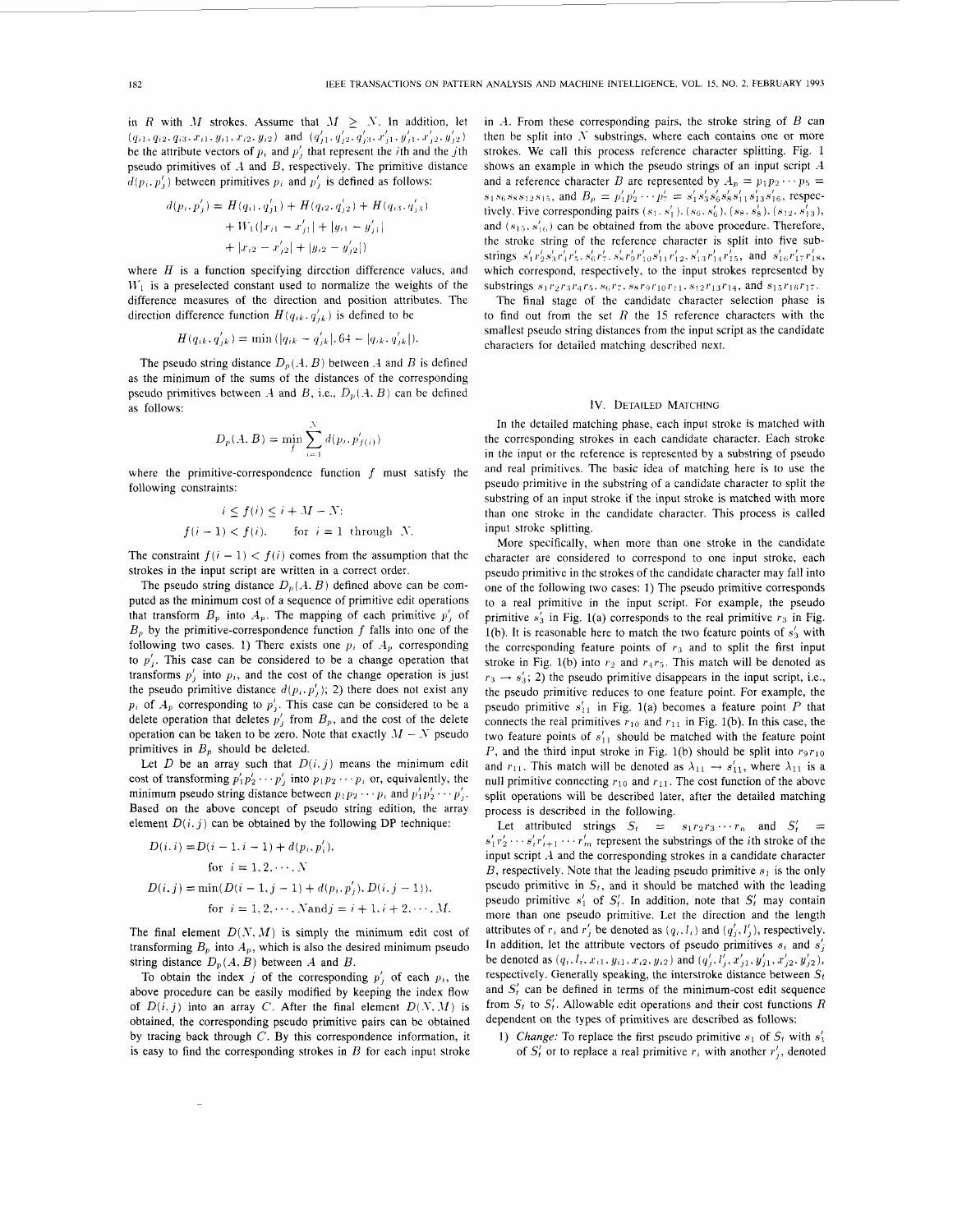in $R$ with $M$ strokes. Assume that $M \geq N$. In addition, let $(q_{i1}, q_{i2}, q_{i3}, x_{i1}, y_{i1}, x_{i2}, y_{i2})$ and $(q'_{j1}, q'_{j2}, q'_{j3}, x'_{j1}, y'_{j1}, x'_{j2}, y'_{j2})$ be the attribute vectors of $p_i$ and $p'_j$ that represent the $i$th and the $j$th pseudo primitives of $A$ and $B$, respectively. The primitive distance $d(p_i, p'_j)$ between primitives $p_i$ and $p'_j$ is defined as follows:

$$d(p_i, p'_j) = H(q_{i1}, q'_{j1}) + H(q_{i2}, q'_{j2}) + H(q_{i3}, q'_{j3}) + W_1(|x_{i1} - x'_{j1}| + |y_{i1} - y'_{j1}| + |x_{i2} - x'_{j2}| + |y_{i2} - y'_{j2}|)$$

where $H$ is a function specifying direction difference values, and $W_1$ is a preselected constant used to normalize the weights of the difference measures of the direction and position attributes. The direction difference function $H(q_{ik}, q'_{jk})$ is defined to be

$$H(q_{ik}, q'_{jk}) = \min(|q_{ik} - q'_{jk}|, 64 - |q_{ik}, q'_{jk}|).$$

The pseudo string distance $D_p(A, B)$ between $A$ and $B$ is defined as the minimum of the sums of the distances of the corresponding pseudo primitives between $A$ and $B$, i.e., $D_p(A, B)$ can be defined as follows:

$$D_p(A, B) = \min_f \sum_{i=1}^{N} d(p_i, p'_{f(i)})$$

where the primitive-correspondence function $f$ must satisfy the following constraints:

$$i \leq f(i) \leq i + M - N;$$
$$f(i-1) < f(i), \qquad \text{for } i = 1 \text{ through } N.$$

The constraint $f(i-1) < f(i)$ comes from the assumption that the strokes in the input script are written in a correct order.

The pseudo string distance $D_p(A, B)$ defined above can be computed as the minimum cost of a sequence of primitive edit operations that transform $B_p$ into $A_p$. The mapping of each primitive $p'_j$ of $B_p$ by the primitive-correspondence function $f$ falls into one of the following two cases. 1) There exists one $p_i$ of $A_p$ corresponding to $p'_j$. This case can be considered to be a change operation that transforms $p'_j$ into $p_i$, and the cost of the change operation is just the pseudo primitive distance $d(p_i, p'_j)$; 2) there does not exist any $p_i$ of $A_p$ corresponding to $p'_j$. This case can be considered to be a delete operation that deletes $p'_j$ from $B_p$, and the cost of the delete operation can be taken to be zero. Note that exactly $M - N$ pseudo primitives in $B_p$ should be deleted.

Let $D$ be an array such that $D(i, j)$ means the minimum edit cost of transforming $p'_1 p'_2 \cdots p'_j$ into $p_1 p_2 \cdots p_i$ or, equivalently, the minimum pseudo string distance between $p_1 p_2 \cdots p_i$ and $p'_1 p'_2 \cdots p'_j$. Based on the above concept of pseudo string edition, the array element $D(i, j)$ can be obtained by the following DP technique:

$$D(i, i) = D(i-1, i-1) + d(p_i, p'_i), \quad \text{for } i = 1, 2, \cdots, N$$

$$D(i, j) = \min(D(i-1, j-1) + d(p_i, p'_j), D(i, j-1)), \quad \text{for } i = 1, 2, \cdots, N \text{ and } j = i+1, i+2, \cdots, M.$$

The final element $D(N, M)$ is simply the minimum edit cost of transforming $B_p$ into $A_p$, which is also the desired minimum pseudo string distance $D_p(A, B)$ between $A$ and $B$.

To obtain the index $j$ of the corresponding $p'_j$ of each $p_i$, the above procedure can be easily modified by keeping the index flow of $D(i, j)$ into an array $C$. After the final element $D(N, M)$ is obtained, the corresponding pseudo primitive pairs can be obtained by tracing back through $C$. By this correspondence information, it is easy to find the corresponding strokes in $B$ for each input stroke in $A$. From these corresponding pairs, the stroke string of $B$ can then be split into $N$ substrings, where each contains one or more strokes. We call this process reference character splitting. Fig. 1 shows an example in which the pseudo strings of an input script $A$ and a reference character $B$ are represented by $A_p = p_1 p_2 \cdots p_5 = s_1 s_6 s_8 s_{12} s_{15}$, and $B_p = p'_1 p'_2 \cdots p'_7 = s'_1 s'_3 s'_6 s'_8 s'_{11} s'_{13} s'_{16}$, respectively. Five corresponding pairs $(s_1, s'_1)$, $(s_6, s'_6)$, $(s_8, s'_8)$, $(s_{12}, s'_{13})$, and $(s_{15}, s'_{16})$ can be obtained from the above procedure. Therefore, the stroke string of the reference character is split into five substrings $s'_1 r'_2 s'_3 r'_4 r'_5$, $s'_6 r'_7$, $s'_8 r'_9 r'_{10} s'_{11} r'_{12}$, $s'_{13} r'_{14} r'_{15}$, and $s'_{16} r'_{17} r'_{18}$, which correspond, respectively, to the input strokes represented by substrings $s_1 r_2 r_3 r_4 r_5$, $s_6 r_7$, $s_8 r_9 r_{10} r_{11}$, $s_{12} r_{13} r_{14}$, and $s_{15} r_{16} r_{17}$.

The final stage of the candidate character selection phase is to find out from the set $R$ the 15 reference characters with the smallest pseudo string distances from the input script as the candidate characters for detailed matching described next.

## IV. Detailed Matching

In the detailed matching phase, each input stroke is matched with the corresponding strokes in each candidate character. Each stroke in the input or the reference is represented by a substring of pseudo and real primitives. The basic idea of matching here is to use the pseudo primitive in the substring of a candidate character to split the substring of an input stroke if the input stroke is matched with more than one stroke in the candidate character. This process is called input stroke splitting.

More specifically, when more than one stroke in the candidate character are considered to correspond to one input stroke, each pseudo primitive in the strokes of the candidate character may fall into one of the following two cases: 1) The pseudo primitive corresponds to a real primitive in the input script. For example, the pseudo primitive $s'_3$ in Fig. 1(a) corresponds to the real primitive $r_3$ in Fig. 1(b). It is reasonable here to match the two feature points of $s'_3$ with the corresponding feature points of $r_3$ and to split the first input stroke in Fig. 1(b) into $r_2$ and $r_4 r_5$. This match will be denoted as $r_3 \rightarrow s'_3$; 2) the pseudo primitive disappears in the input script, i.e., the pseudo primitive reduces to one feature point. For example, the pseudo primitive $s'_{11}$ in Fig. 1(a) becomes a feature point $P$ that connects the real primitives $r_{10}$ and $r_{11}$ in Fig. 1(b). In this case, the two feature points of $s'_{11}$ should be matched with the feature point $P$, and the third input stroke in Fig. 1(b) should be split into $r_9 r_{10}$ and $r_{11}$. This match will be denoted as $\lambda_{11} \rightarrow s'_{11}$, where $\lambda_{11}$ is a null primitive connecting $r_{10}$ and $r_{11}$. The cost function of the above split operations will be described later, after the detailed matching process is described in the following.

Let attributed strings $S_t = s_1 r_2 r_3 \cdots r_n$ and $S'_t = s'_1 r'_2 \cdots s'_i r'_{i+1} \cdots r'_m$ represent the substrings of the $i$th stroke of the input script $A$ and the corresponding strokes in a candidate character $B$, respectively. Note that the leading pseudo primitive $s_1$ is the only pseudo primitive in $S_t$, and it should be matched with the leading pseudo primitive $s'_1$ of $S'_t$. In addition, note that $S'_t$ may contain more than one pseudo primitive. Let the direction and the length attributes of $r_i$ and $r'_j$ be denoted as $(q_i, l_i)$ and $(q'_j, l'_j)$, respectively. In addition, let the attribute vectors of pseudo primitives $s_i$ and $s'_j$ be denoted as $(q_i, l_i, x_{i1}, y_{i1}, x_{i2}, y_{i2})$ and $(q'_j, l'_j, x'_{j1}, y'_{j1}, x'_{j2}, y'_{j2})$, respectively. Generally speaking, the interstroke distance between $S_t$ and $S'_t$ can be defined in terms of the minimum-cost edit sequence from $S_t$ to $S'_t$. Allowable edit operations and their cost functions $R$ dependent on the types of primitives are described as follows:

1) *Change:* To replace the first pseudo primitive $s_1$ of $S_t$ with $s'_1$ of $S'_t$ or to replace a real primitive $r_i$ with another $r'_j$, denoted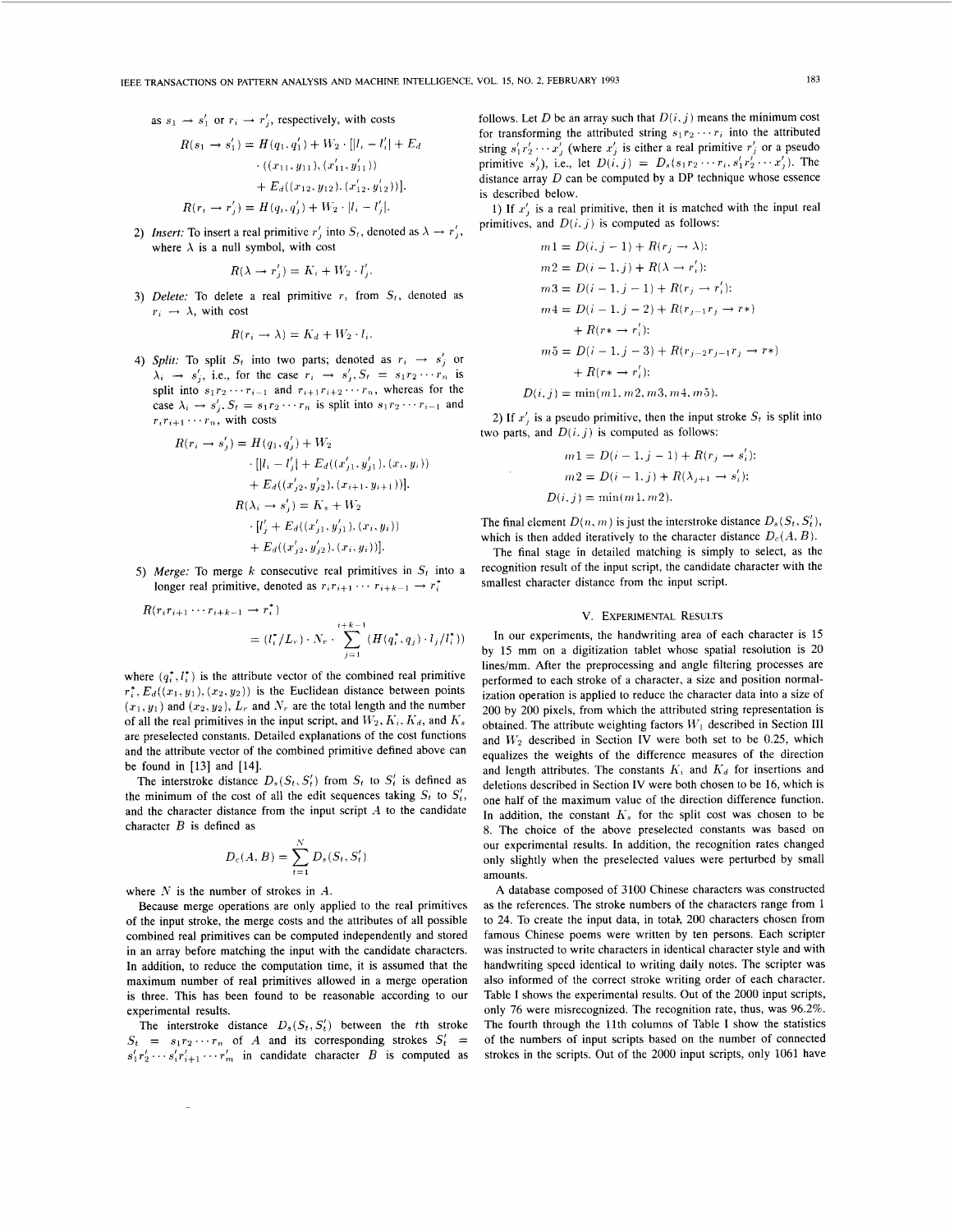as $s_1 \to s'_1$ or $r_i \to r'_j$, respectively, with costs

$$R(s_1 \to s'_1) = H(q_1, q'_1) + W_2 \cdot [|l_i - l'_i| + E_d \cdot ((x_{11}, y_{11}), (x'_{11}, y'_{11})) + E_d((x_{12}, y_{12}), (x'_{12}, y'_{12}))].$$

$$R(r_i \to r'_j) = H(q_i, q'_j) + W_2 \cdot |l_i - l'_j|.$$

2) *Insert:* To insert a real primitive $r'_j$ into $S_t$, denoted as $\lambda \to r'_j$, where $\lambda$ is a null symbol, with cost

$$R(\lambda \to r'_j) = K_i + W_2 \cdot l'_j.$$

3) *Delete:* To delete a real primitive $r_i$ from $S_t$, denoted as $r_i \to \lambda$, with cost

$$R(r_i \to \lambda) = K_d + W_2 \cdot l_i.$$

4) *Split:* To split $S_t$ into two parts; denoted as $r_i \to s'_j$ or $\lambda_i \to s'_j$, i.e., for the case $r_i \to s'_j, S_t = s_1 r_2 \cdots r_n$ is split into $s_1 r_2 \cdots r_{i-1}$ and $r_{i+1} r_{i+2} \cdots r_n$, whereas for the case $\lambda_i \to s'_j, S_t = s_1 r_2 \cdots r_n$ is split into $s_1 r_2 \cdots r_{i-1}$ and $r_i r_{i+1} \cdots r_n$, with costs

$$R(r_i \to s'_j) = H(q_1, q'_j) + W_2 \cdot [|l_i - l'_j| + E_d((x'_{j1}, y'_{j1}), (x_i, y_i)) + E_d((x'_{j2}, y'_{j2}), (x_{i+1}, y_{i+1}))].$$

$$R(\lambda_i \to s'_j) = K_s + W_2 \cdot [l'_j + E_d((x'_{j1}, y'_{j1}), (x_i, y_i)) + E_d((x'_{j2}, y'_{j2}), (x_i, y_i))].$$

5) *Merge:* To merge $k$ consecutive real primitives in $S_t$ into a longer real primitive, denoted as $r_i r_{i+1} \cdots r_{i+k-1} \to r_i^*$

$$R(r_i r_{i+1} \cdots r_{i+k-1} \to r_i^*) = (l_i^*/L_r) \cdot N_r \cdot \sum_{j=1}^{i+k-1} (H(q_i^*, q_j) \cdot l_j / l_i^*))$$

where $(q_i^*, l_i^*)$ is the attribute vector of the combined real primitive $r_i^*$, $E_d((x_1, y_1), (x_2, y_2))$ is the Euclidean distance between points $(x_1, y_1)$ and $(x_2, y_2)$, $L_r$ and $N_r$ are the total length and the number of all the real primitives in the input script, and $W_2, K_i, K_d$, and $K_s$ are preselected constants. Detailed explanations of the cost functions and the attribute vector of the combined primitive defined above can be found in [13] and [14].

The interstroke distance $D_s(S_t, S'_t)$ from $S_t$ to $S'_t$ is defined as the minimum of the cost of all the edit sequences taking $S_t$ to $S'_t$, and the character distance from the input script $A$ to the candidate character $B$ is defined as

$$D_c(A, B) = \sum_{t=1}^{N} D_s(S_t, S'_t)$$

where $N$ is the number of strokes in $A$.

Because merge operations are only applied to the real primitives of the input stroke, the merge costs and the attributes of all possible combined real primitives can be computed independently and stored in an array before matching the input with the candidate characters. In addition, to reduce the computation time, it is assumed that the maximum number of real primitives allowed in a merge operation is three. This has been found to be reasonable according to our experimental results.

The interstroke distance $D_s(S_t, S'_t)$ between the $t$th stroke $S_t = s_1 r_2 \cdots r_n$ of $A$ and its corresponding strokes $S'_t = s'_1 r'_2 \cdots s'_i r'_{i+1} \cdots r'_m$ in candidate character $B$ is computed as follows. Let $D$ be an array such that $D(i, j)$ means the minimum cost for transforming the attributed string $s_1 r_2 \cdots r_i$ into the attributed string $s'_1 r'_2 \cdots x'_j$ (where $x'_j$ is either a real primitive $r'_j$ or a pseudo primitive $s'_j$), i.e., let $D(i, j) = D_s(s_1 r_2 \cdots r_i, s'_1 r'_2 \cdots x'_j)$. The distance array $D$ can be computed by a DP technique whose essence is described below.

1) If $x'_j$ is a real primitive, then it is matched with the input real primitives, and $D(i, j)$ is computed as follows:

$$m1 = D(i, j-1) + R(r_j \to \lambda);$$
$$m2 = D(i-1, j) + R(\lambda \to r'_i);$$
$$m3 = D(i-1, j-1) + R(r_j \to r'_i);$$
$$m4 = D(i-1, j-2) + R(r_{j-1} r_j \to r*) + R(r* \to r'_i);$$
$$m5 = D(i-1, j-3) + R(r_{j-2} r_{j-1} r_j \to r*) + R(r* \to r'_i);$$
$$D(i, j) = \min(m1, m2, m3, m4, m5).$$

2) If $x'_j$ is a pseudo primitive, then the input stroke $S_t$ is split into two parts, and $D(i, j)$ is computed as follows:

$$m1 = D(i-1, j-1) + R(r_j \to s'_i);$$
$$m2 = D(i-1, j) + R(\lambda_{j+1} \to s'_i);$$
$$D(i, j) = \min(m1, m2).$$

The final element $D(n, m)$ is just the interstroke distance $D_s(S_t, S'_t)$, which is then added iteratively to the character distance $D_c(A, B)$.

The final stage in detailed matching is simply to select, as the recognition result of the input script, the candidate character with the smallest character distance from the input script.

## V. Experimental Results

In our experiments, the handwriting area of each character is 15 by 15 mm on a digitization tablet whose spatial resolution is 20 lines/mm. After the preprocessing and angle filtering processes are performed to each stroke of a character, a size and position normalization operation is applied to reduce the character data into a size of 200 by 200 pixels, from which the attributed string representation is obtained. The attribute weighting factors $W_1$ described in Section III and $W_2$ described in Section IV were both set to be 0.25, which equalizes the weights of the difference measures of the direction and length attributes. The constants $K_i$ and $K_d$ for insertions and deletions described in Section IV were both chosen to be 16, which is one half of the maximum value of the direction difference function. In addition, the constant $K_s$ for the split cost was chosen to be 8. The choice of the above preselected constants was based on our experimental results. In addition, the recognition rates changed only slightly when the preselected values were perturbed by small amounts.

A database composed of 3100 Chinese characters was constructed as the references. The stroke numbers of the characters range from 1 to 24. To create the input data, in total, 200 characters chosen from famous Chinese poems were written by ten persons. Each scripter was instructed to write characters in identical character style and with handwriting speed identical to writing daily notes. The scripter was also informed of the correct stroke writing order of each character. Table I shows the experimental results. Out of the 2000 input scripts, only 76 were misrecognized. The recognition rate, thus, was 96.2%. The fourth through the 11th columns of Table I show the statistics of the numbers of input scripts based on the number of connected strokes in the scripts. Out of the 2000 input scripts, only 1061 have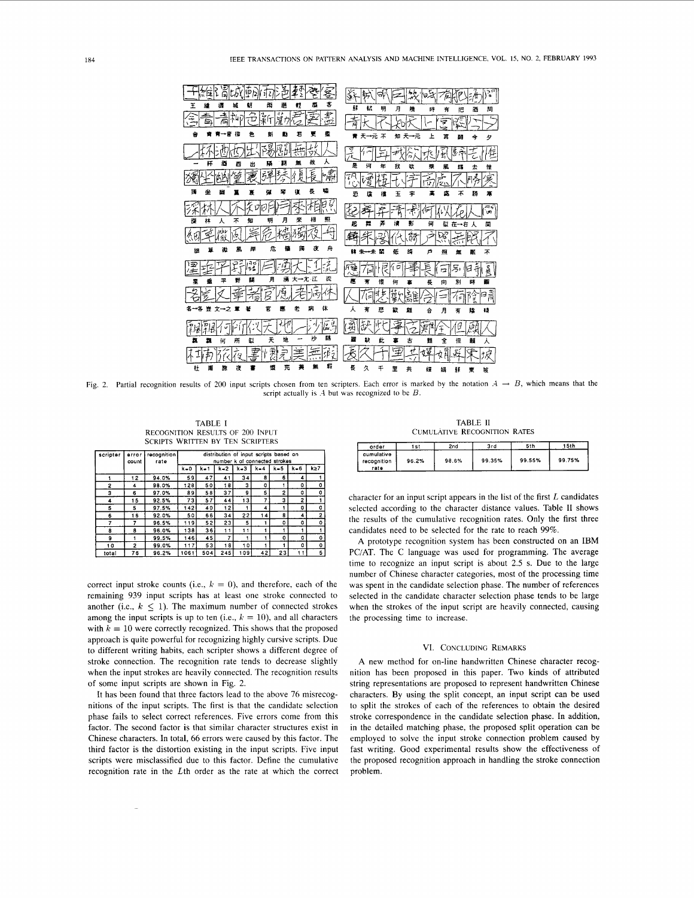Fig. 2. Partial recognition results of 200 input scripts chosen from ten scripters. Each error is marked by the notation $A \rightarrow B$, which means that the script actually is $A$ but was recognized to be $B$.

TABLE I
RECOGNITION RESULTS OF 200 INPUT SCRIPTS WRITTEN BY TEN SCRIPTERS

| scripter | error count | recognition rate | distribution of input scripts based on number k of connected strokes | | | | | | | |
|---|---|---|---|---|---|---|---|---|---|---|
| | | | k=0 | k=1 | k=2 | k=3 | k=4 | k=5 | k=6 | k≥7 |
| 1 | 12 | 94.0% | 59 | 47 | 41 | 34 | 8 | 6 | 4 | 1 |
| 2 | 4 | 98.0% | 128 | 50 | 18 | 3 | 0 | 1 | 0 | 0 |
| 3 | 6 | 97.0% | 89 | 58 | 37 | 9 | 5 | 2 | 0 | 0 |
| 4 | 15 | 92.5% | 73 | 57 | 44 | 13 | 7 | 3 | 2 | 1 |
| 5 | 5 | 97.5% | 142 | 40 | 12 | 1 | 4 | 1 | 0 | 0 |
| 6 | 16 | 92.0% | 50 | 66 | 34 | 22 | 14 | 8 | 4 | 2 |
| 7 | 7 | 96.5% | 119 | 52 | 23 | 5 | 1 | 0 | 0 | 0 |
| 8 | 8 | 96.0% | 138 | 36 | 11 | 11 | 1 | 1 | 1 | 1 |
| 9 | 1 | 99.5% | 146 | 45 | 7 | 1 | 1 | 0 | 0 | 0 |
| 10 | 2 | 99.0% | 117 | 53 | 18 | 10 | 1 | 1 | 0 | 0 |
| total | 76 | 96.2% | 1061 | 504 | 245 | 109 | 42 | 23 | 11 | 5 |

correct input stroke counts (i.e., $k = 0$), and therefore, each of the remaining 939 input scripts has at least one stroke connected to another (i.e., $k \leq 1$). The maximum number of connected strokes among the input scripts is up to ten (i.e., $k = 10$), and all characters with $k = 10$ were correctly recognized. This shows that the proposed approach is quite powerful for recognizing highly cursive scripts. Due to different writing habits, each scripter shows a different degree of stroke connection. The recognition rate tends to decrease slightly when the input strokes are heavily connected. The recognition results of some input scripts are shown in Fig. 2.

It has been found that three factors lead to the above 76 misrecognitions of the input scripts. The first is that the candidate selection phase fails to select correct references. Five errors come from this factor. The second factor is that similar character structures exist in Chinese characters. In total, 66 errors were caused by this factor. The third factor is the distortion existing in the input scripts. Five input scripts were misclassified due to this factor. Define the cumulative recognition rate in the $L$th order as the rate at which the correct character for an input script appears in the list of the first $L$ candidates selected according to the character distance values. Table II shows the results of the cumulative recognition rates. Only the first three candidates need to be selected for the rate to reach 99%.

TABLE II
CUMULATIVE RECOGNITION RATES

| order | 1st | 2nd | 3rd | 5th | 15th |
|---|---|---|---|---|---|
| cumulative recognition rate | 96.2% | 98.6% | 99.35% | 99.55% | 99.75% |

A prototype recognition system has been constructed on an IBM PC/AT. The C language was used for programming. The average time to recognize an input script is about 2.5 s. Due to the large number of Chinese character categories, most of the processing time was spent in the candidate selection phase. The number of references selected in the candidate character selection phase tends to be large when the strokes of the input script are heavily connected, causing the processing time to increase.

## VI. CONCLUDING REMARKS

A new method for on-line handwritten Chinese character recognition has been proposed in this paper. Two kinds of attributed string representations are proposed to represent handwritten Chinese characters. By using the split concept, an input script can be used to split the strokes of each of the references to obtain the desired stroke correspondence in the candidate selection phase. In addition, in the detailed matching phase, the proposed split operation can be employed to solve the input stroke connection problem caused by fast writing. Good experimental results show the effectiveness of the proposed recognition approach in handling the stroke connection problem.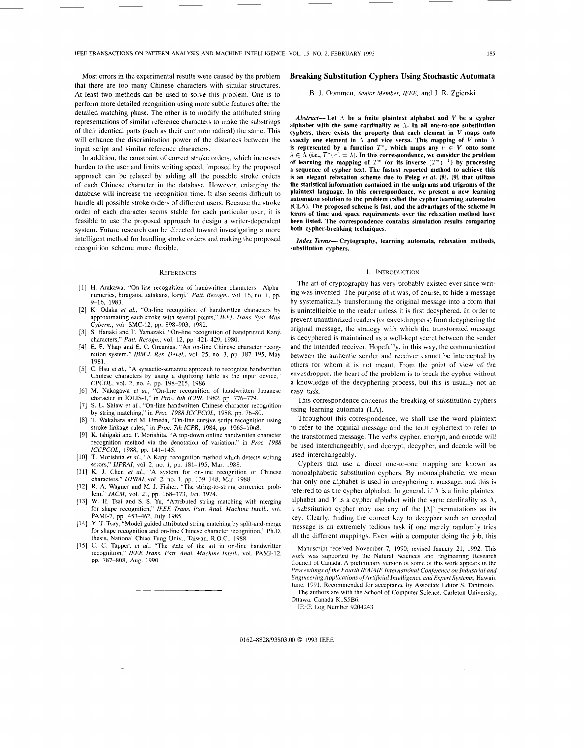Most errors in the experimental results were caused by the problem that there are too many Chinese characters with similar structures. At least two methods can be used to solve this problem. One is to perform more detailed recognition using more subtle features after the detailed matching phase. The other is to modify the attributed string representations of similar reference characters to make the substrings of their identical parts (such as their common radical) the same. This will enhance the discrimination power of the distances between the input script and similar reference characters.

In addition, the constraint of correct stroke orders, which increases burden to the user and limits writing speed, imposed by the proposed approach can be relaxed by adding all the possible stroke orders of each Chinese character in the database. However, enlarging the database will increase the recognition time. It also seems difficult to handle all possible stroke orders of different users. Because the stroke order of each character seems stable for each particular user, it is feasible to use the proposed approach to design a writer-dependent system. Future research can be directed toward investigating a more intelligent method for handling stroke orders and making the proposed recognition scheme more flexible.

## REFERENCES

[1] H. Arakawa, "On-line recognition of handwritten characters—Alphanumerics, hiragana, katakana, kanji," *Patt. Recogn.*, vol. 16, no. 1, pp. 9–16, 1983.

[2] K. Odaka *et al.*, "On-line recognition of handwritten characters by approximating each stroke with several points," *IEEE Trans. Syst. Man Cybern.*, vol. SMC-12, pp. 898–903, 1982.

[3] S. Hanaki and T. Yamazaki, "On-line recognition of handprinted Kanji characters," *Patt. Recogn.*, vol. 12, pp. 421–429, 1980.

[4] E. F. Yhap and E. C. Greanias, "An on-line Chinese character recognition system," *IBM J. Res. Devel.*, vol. 25, no. 3, pp. 187–195, May 1981.

[5] C. Hsu *et al.*, "A syntactic-semantic approach to recognize handwritten Chinese characters by using a digitizing table as the input device," *CPCOL*, vol. 2, no. 4, pp. 198–215, 1986.

[6] M. Nakagawa *et al.*, "On-line recognition of handwritten Japanese character in JOLIS-1," in *Proc. 6th ICPR*, 1982, pp. 776–779.

[7] S. L. Shiaw *et al.*, "On-line handwritten Chinese character recognition by string matching," in *Proc. 1988 ICCPCOL*, 1988, pp. 76–80.

[8] T. Wakahara and M. Umeda, "On-line cursive script recognition using stroke linkage rules," in *Proc. 7th ICPR*, 1984, pp. 1065–1068.

[9] K. Ishigaki and T. Morishita, "A top-down online handwritten character recognition method via the denotation of variation," in *Proc. 1988 ICCPCOL*, 1988, pp. 141–145.

[10] T. Morishita *et al.*, "A Kanji recognition method which detects writing errors," *IJPRAI*, vol. 2, no. 1, pp. 181–195, Mar. 1988.

[11] K. J. Chen *et al.*, "A system for on-line recognition of Chinese characters," *IJPRAI*, vol. 2, no. 1, pp. 139–148, Mar. 1988.

[12] R. A. Wagner and M. J. Fisher, "The string-to-string correction problem," *JACM*, vol. 21, pp. 168–173, Jan. 1974.

[13] W. H. Tsai and S. S. Yu, "Attributed string matching with merging for shape recognition," *IEEE Trans. Patt. Anal. Machine Intell.*, vol. PAMI-7, pp. 453–462, July 1985.

[14] Y. T. Tsay, "Model-guided attributed string matching by split-and-merge for shape recognition and on-line Chinese character recognition," Ph.D. thesis, National Chiao Tung Univ., Taiwan, R.O.C., 1988.

[15] C. C. Tappert *et al.*, "The state of the art in on-line handwritten recognition," *IEEE Trans. Patt. Anal. Machine Intell.*, vol. PAMI-12, pp. 787–808, Aug. 1990.

# Breaking Substitution Cyphers Using Stochastic Automata

B. J. Oommen, *Senior Member, IEEE*, and J. R. Zgierski

***Abstract*— Let $\Lambda$ be a finite plaintext alphabet and $V$ be a cypher alphabet with the same cardinality as $\Lambda$. In all one-to-one substitution cyphers, there exists the property that each element in $V$ maps onto exactly one element in $\Lambda$ and vice versa. This mapping of $V$ onto $\Lambda$ is represented by a function $T^*$, which maps any $v \in V$ onto some $\lambda \in \Lambda$ (i.e., $T^*(v) = \lambda$). In this correspondence, we consider the problem of learning the mapping of $T^*$ (or its inverse $(T^*)^{-1}$) by processing a sequence of cypher text. The fastest reported method to achieve this is an elegant relaxation scheme due to Peleg *et al.* [8], [9] that utilizes the statistical information contained in the unigrams and trigrams of the plaintext language. In this correspondence, we present a new learning automaton solution to the problem called the cypher learning automaton (CLA). The proposed scheme is fast, and the advantages of the scheme in terms of time and space requirements over the relaxation method have been listed. The correspondence contains simulation results comparing both cypher-breaking techniques.**

***Index Terms*— Crytography, learning automata, relaxation methods, substitution cyphers.**

## I. INTRODUCTION

The art of cryptography has very probably existed ever since writing was invented. The purpose of it was, of course, to hide a message by systematically transforming the original message into a form that is unintelligible to the reader unless it is first decyphered. In order to prevent unauthorized readers (or eavesdroppers) from decyphering the original message, the strategy with which the transformed message is decyphered is maintained as a well-kept secret between the sender and the intended receiver. Hopefully, in this way, the communication between the authentic sender and receiver cannot be intercepted by others for whom it is not meant. From the point of view of the eavesdropper, the heart of the problem is to break the cypher without a knowledge of the decyphering process, but this is usually not an easy task.

This correspondence concerns the breaking of substitution cyphers using learning automata (LA).

Throughout this correspondence, we shall use the word plaintext to refer to the orginial message and the term cyphertext to refer to the transformed message. The verbs cypher, encrypt, and encode will be used interchangeably, and decrypt, decypher, and decode will be used interchangeably.

Cyphers that use a direct one-to-one mapping are known as monoalphabetic substitution cyphers. By monoalphabetic, we mean that only one alphabet is used in encyphering a message, and this is referred to as the cypher alphabet. In general, if $\Lambda$ is a finite plaintext alphabet and $V$ is a cypher alphabet with the same cardinality as $\Lambda$, a substitution cypher may use any of the $|\Lambda|!$ permutations as its key. Clearly, finding the correct key to decypher such an encoded message is an extremely tedious task if one merely randomly tries all the different mappings. Even with a computer doing the job, this

Manuscript received November 7, 1990; revised January 21, 1992. This work was supported by the Natural Sciences and Engineering Research Council of Canada. A preliminary version of some of this work appears in the *Proceedings of the Fourth IEA/AIE International Conference on Industrial and Engineering Applications of Artificial Intelligence and Expert Systems*, Hawaii, June, 1991. Recommended for acceptance by Associate Editor S. Tanimoto.

The authors are with the School of Computer Science, Carleton University, Ottawa, Canada K1S5B6.

IEEE Log Number 9204243.

0162-8828/93$03.00 © 1993 IEEE